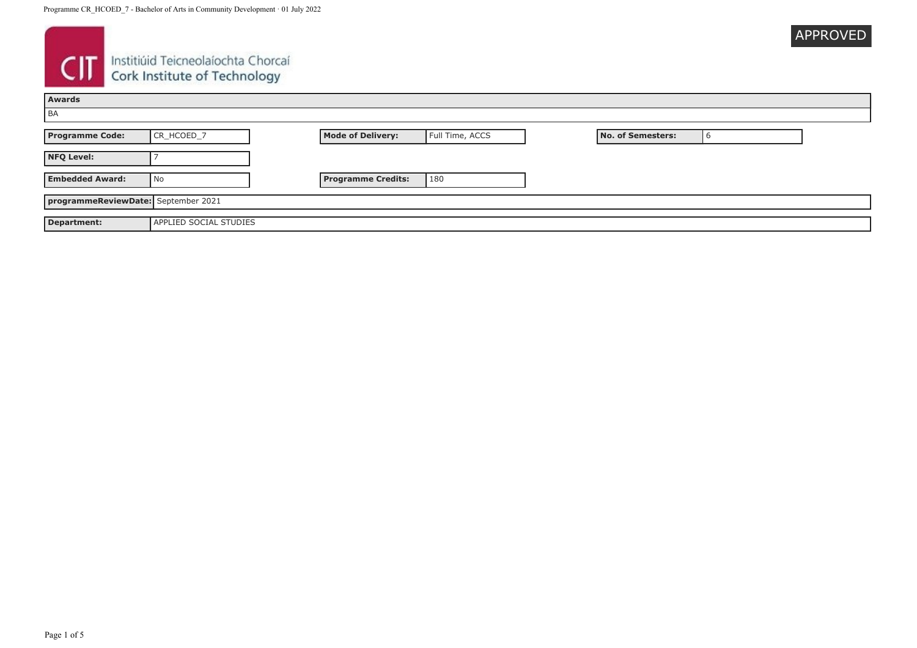Institiúid Teicneolaíochta Chorcaí
Cork Institute of Technology

APPROVED

| Awards |
| --- |
| BA |

| Programme Code: | CR_HCOED_7 | Mode of Delivery: | Full Time, ACCS | No. of Semesters: | 6 |
| --- | --- | --- | --- | --- | --- |
| NFQ Level: | 7 | | | | |
| Embedded Award: | No | Programme Credits: | 180 | | |

| programmeReviewDate: | September 2021 |
| --- | --- |
| Department: | APPLIED SOCIAL STUDIES |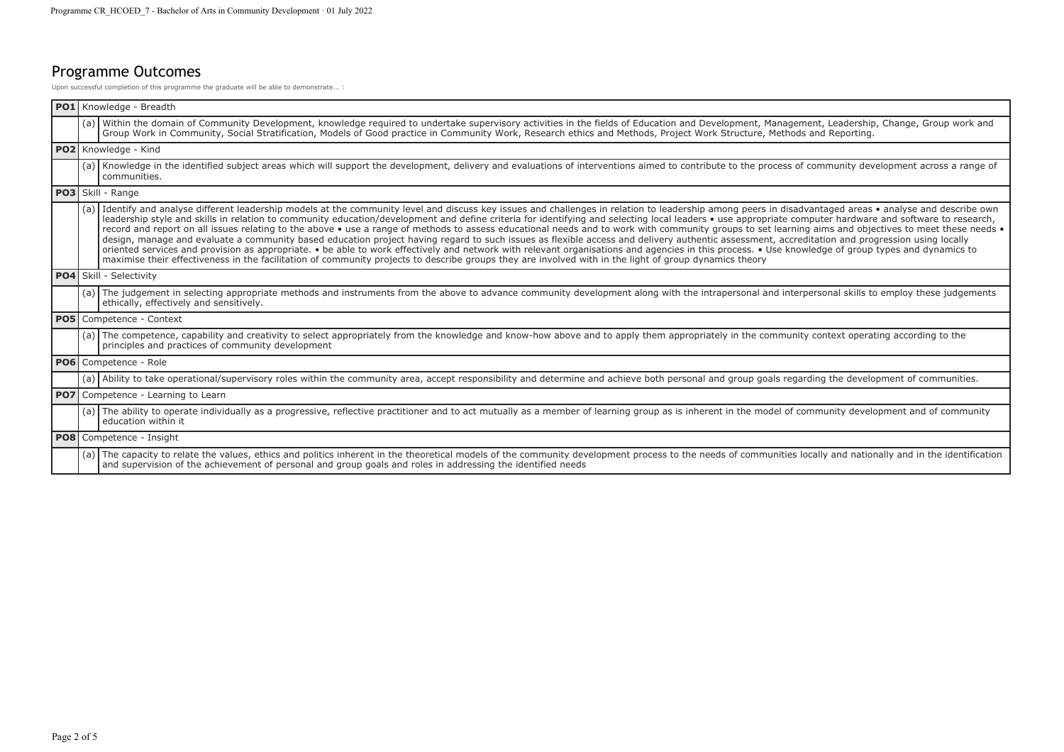## Programme Outcomes

Upon successful completion of this programme the graduate will be able to demonstrate... :

| | | |
|---|---|---|
| **PO1** | Knowledge - Breadth | |
| | (a) | Within the domain of Community Development, knowledge required to undertake supervisory activities in the fields of Education and Development, Management, Leadership, Change, Group work and Group Work in Community, Social Stratification, Models of Good practice in Community Work, Research ethics and Methods, Project Work Structure, Methods and Reporting. |
| **PO2** | Knowledge - Kind | |
| | (a) | Knowledge in the identified subject areas which will support the development, delivery and evaluations of interventions aimed to contribute to the process of community development across a range of communities. |
| **PO3** | Skill - Range | |
| | (a) | Identify and analyse different leadership models at the community level and discuss key issues and challenges in relation to leadership among peers in disadvantaged areas • analyse and describe own leadership style and skills in relation to community education/development and define criteria for identifying and selecting local leaders • use appropriate computer hardware and software to research, record and report on all issues relating to the above • use a range of methods to assess educational needs and to work with community groups to set learning aims and objectives to meet these needs • design, manage and evaluate a community based education project having regard to such issues as flexible access and delivery authentic assessment, accreditation and progression using locally oriented services and provision as appropriate. • be able to work effectively and network with relevant organisations and agencies in this process. • Use knowledge of group types and dynamics to maximise their effectiveness in the facilitation of community projects to describe groups they are involved with in the light of group dynamics theory |
| **PO4** | Skill - Selectivity | |
| | (a) | The judgement in selecting appropriate methods and instruments from the above to advance community development along with the intrapersonal and interpersonal skills to employ these judgements ethically, effectively and sensitively. |
| **PO5** | Competence - Context | |
| | (a) | The competence, capability and creativity to select appropriately from the knowledge and know-how above and to apply them appropriately in the community context operating according to the principles and practices of community development |
| **PO6** | Competence - Role | |
| | (a) | Ability to take operational/supervisory roles within the community area, accept responsibility and determine and achieve both personal and group goals regarding the development of communities. |
| **PO7** | Competence - Learning to Learn | |
| | (a) | The ability to operate individually as a progressive, reflective practitioner and to act mutually as a member of learning group as is inherent in the model of community development and of community education within it |
| **PO8** | Competence - Insight | |
| | (a) | The capacity to relate the values, ethics and politics inherent in the theoretical models of the community development process to the needs of communities locally and nationally and in the identification and supervision of the achievement of personal and group goals and roles in addressing the identified needs |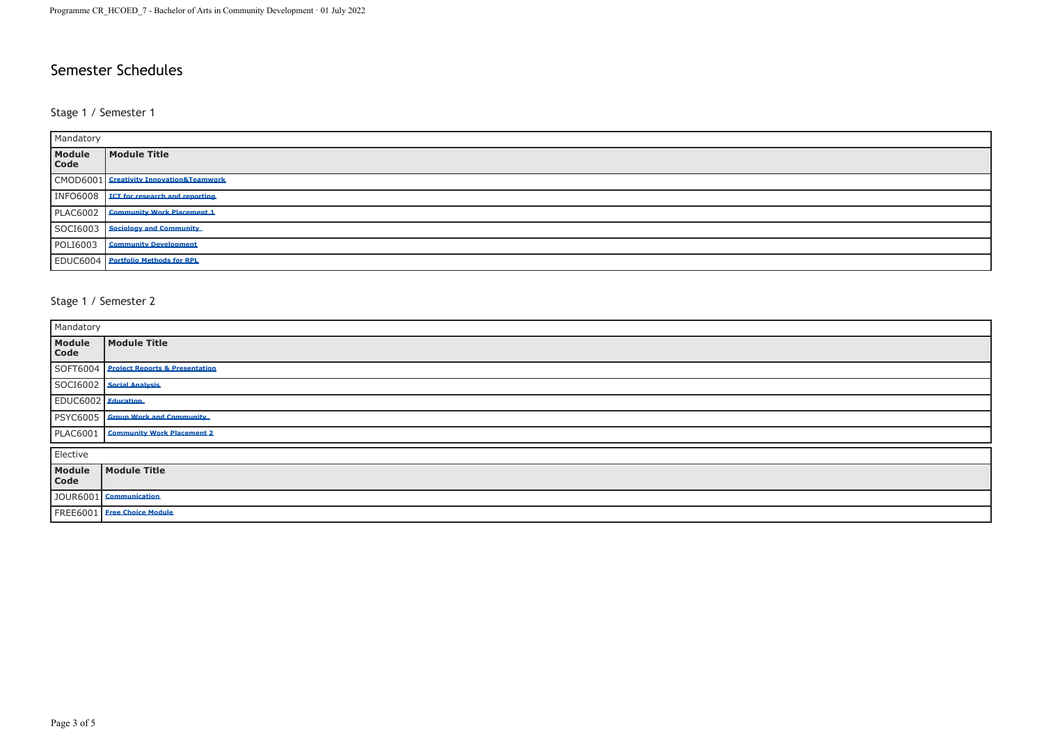# Semester Schedules

## Stage 1 / Semester 1

**Mandatory**

| Module Code | Module Title |
| --- | --- |
| CMOD6001 | Creativity Innovation&Teamwork |
| INFO6008 | ICT for research and reporting |
| PLAC6002 | Community Work Placement 1 |
| SOCI6003 | Sociology and Community |
| POLI6003 | Community Development |
| EDUC6004 | Portfolio Methods for RPL |

## Stage 1 / Semester 2

**Mandatory**

| Module Code | Module Title |
| --- | --- |
| SOFT6004 | Project Reports & Presentation |
| SOCI6002 | Social Analysis |
| EDUC6002 | Education |
| PSYC6005 | Group Work and Community |
| PLAC6001 | Community Work Placement 2 |

**Elective**

| Module Code | Module Title |
| --- | --- |
| JOUR6001 | Communication |
| FREE6001 | Free Choice Module |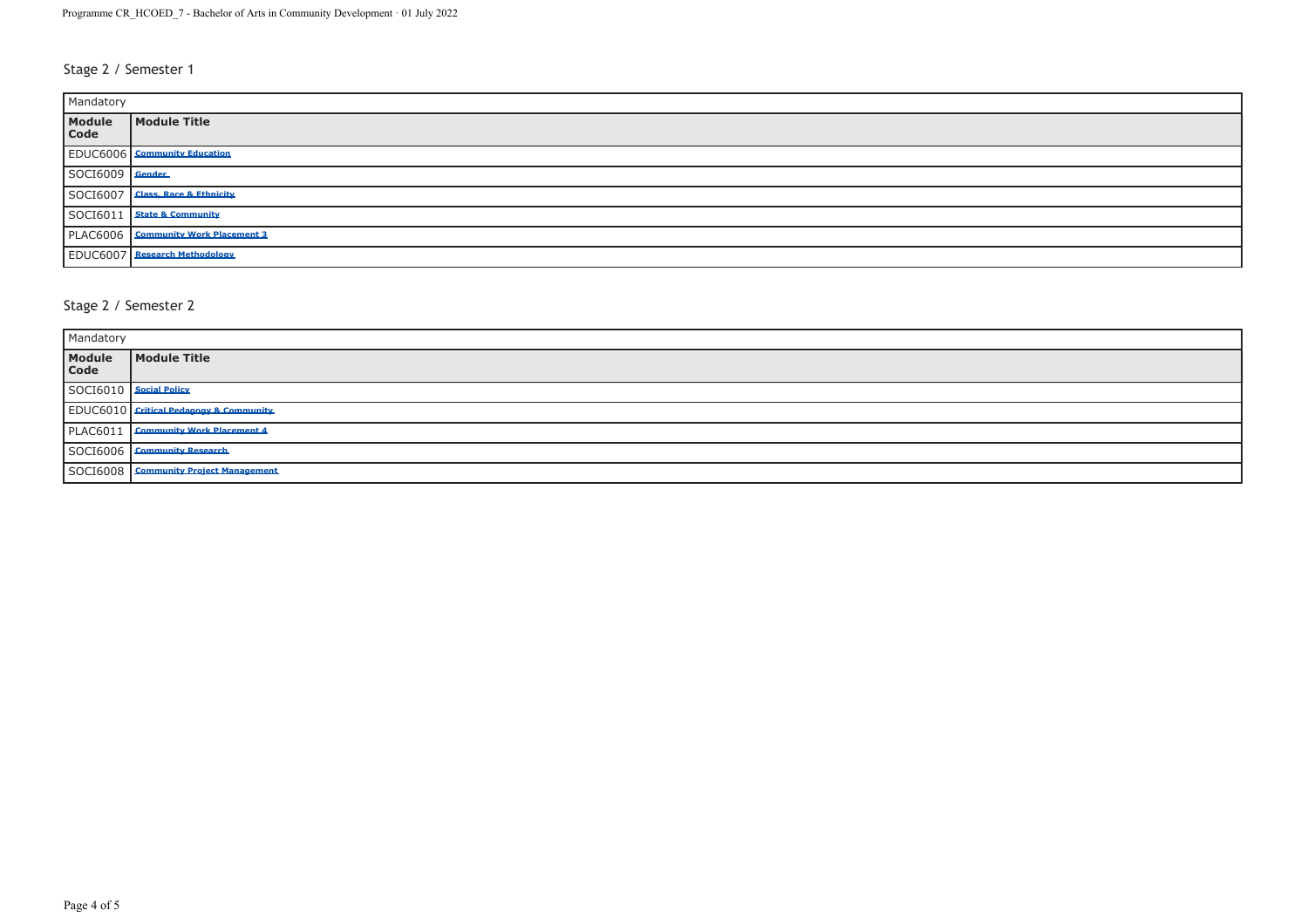## Stage 2 / Semester 1

| Mandatory | |
|---|---|
| **Module Code** | **Module Title** |
| EDUC6006 | Community Education |
| SOCI6009 | Gender |
| SOCI6007 | Class, Race & Ethnicity |
| SOCI6011 | State & Community |
| PLAC6006 | Community Work Placement 3 |
| EDUC6007 | Research Methodology |

## Stage 2 / Semester 2

| Mandatory | |
|---|---|
| **Module Code** | **Module Title** |
| SOCI6010 | Social Policy |
| EDUC6010 | Critical Pedagogy & Community |
| PLAC6011 | Community Work Placement 4 |
| SOCI6006 | Community Research |
| SOCI6008 | Community Project Management |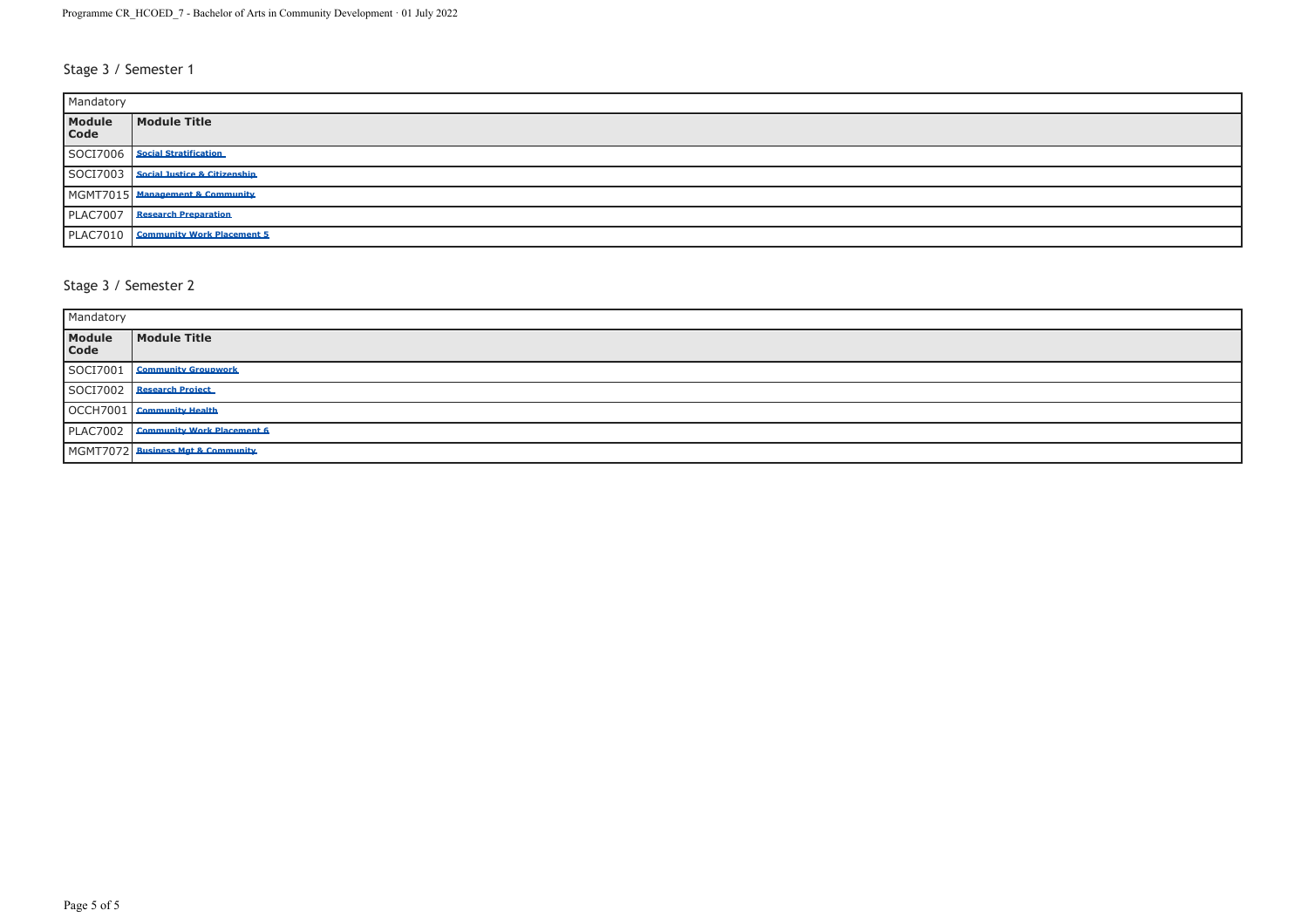## Stage 3 / Semester 1

| Mandatory | |
|---|---|
| **Module Code** | **Module Title** |
| SOCI7006 | Social Stratification |
| SOCI7003 | Social Justice & Citizenship |
| MGMT7015 | Management & Community |
| PLAC7007 | Research Preparation |
| PLAC7010 | Community Work Placement 5 |

## Stage 3 / Semester 2

| Mandatory | |
|---|---|
| **Module Code** | **Module Title** |
| SOCI7001 | Community Groupwork |
| SOCI7002 | Research Project |
| OCCH7001 | Community Health |
| PLAC7002 | Community Work Placement 6 |
| MGMT7072 | Business Mgt & Community |